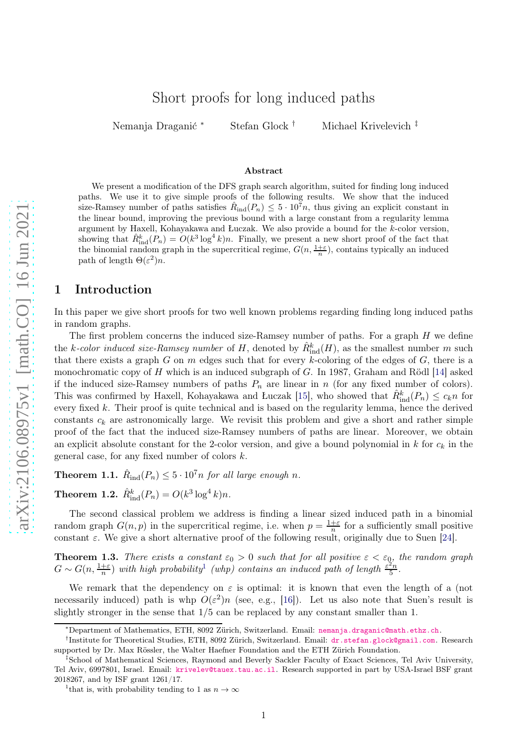# Short proofs for long induced paths

Nemanja Draganić [*] Stefan Glock [†] Michael Krivelevich [‡]

### Abstract

We present a modification of the DFS graph search algorithm, suited for finding long induced paths. We use it to give simple proofs of the following results. We show that the induced size-Ramsey number of paths satisfies $\hat{R}_{\mathrm{ind}}(P_n) \le 5 \cdot 10^7 n$, thus giving an explicit constant in the linear bound, improving the previous bound with a large constant from a regularity lemma argument by Haxell, Kohayakawa and Łuczak. We also provide a bound for the $k$-color version, showing that $\hat{R}^k_{\mathrm{ind}}(P_n) = O(k^3 \log^4 k)n$. Finally, we present a new short proof of the fact that the binomial random graph in the supercritical regime, $G(n, \frac{1+\varepsilon}{n})$, contains typically an induced path of length $\Theta(\varepsilon^2)n$.

## 1 Introduction

In this paper we give short proofs for two well known problems regarding finding long induced paths in random graphs.

The first problem concerns the induced size-Ramsey number of paths. For a graph $H$ we define the *$k$-color induced size-Ramsey number* of $H$, denoted by $\hat{R}^k_{\mathrm{ind}}(H)$, as the smallest number $m$ such that there exists a graph $G$ on $m$ edges such that for every $k$-coloring of the edges of $G$, there is a monochromatic copy of $H$ which is an induced subgraph of $G$. In 1987, Graham and Rödl [14] asked if the induced size-Ramsey numbers of paths $P_n$ are linear in $n$ (for any fixed number of colors). This was confirmed by Haxell, Kohayakawa and Łuczak [15], who showed that $\hat{R}^k_{\mathrm{ind}}(P_n) \le c_k n$ for every fixed $k$. Their proof is quite technical and is based on the regularity lemma, hence the derived constants $c_k$ are astronomically large. We revisit this problem and give a short and rather simple proof of the fact that the induced size-Ramsey numbers of paths are linear. Moreover, we obtain an explicit absolute constant for the 2-color version, and give a bound polynomial in $k$ for $c_k$ in the general case, for any fixed number of colors $k$.

**Theorem 1.1.** *$\hat{R}_{\mathrm{ind}}(P_n) \le 5 \cdot 10^7 n$ for all large enough $n$.*

**Theorem 1.2.** *$\hat{R}^k_{\mathrm{ind}}(P_n) = O(k^3 \log^4 k)n$.*

The second classical problem we address is finding a linear sized induced path in a binomial random graph $G(n,p)$ in the supercritical regime, i.e. when $p = \frac{1+\varepsilon}{n}$ for a sufficiently small positive constant $\varepsilon$. We give a short alternative proof of the following result, originally due to Suen [24].

**Theorem 1.3.** *There exists a constant $\varepsilon_0 > 0$ such that for all positive $\varepsilon < \varepsilon_0$, the random graph $G \sim G(n, \frac{1+\varepsilon}{n})$ with high probability[1] (whp) contains an induced path of length $\frac{\varepsilon^2 n}{5}$.*

We remark that the dependency on $\varepsilon$ is optimal: it is known that even the length of a (not necessarily induced) path is whp $O(\varepsilon^2)n$ (see, e.g., [16]). Let us also note that Suen's result is slightly stronger in the sense that $1/5$ can be replaced by any constant smaller than 1.

---

[*] Department of Mathematics, ETH, 8092 Zürich, Switzerland. Email: nemanja.draganic@math.ethz.ch.

[†] Institute for Theoretical Studies, ETH, 8092 Zürich, Switzerland. Email: dr.stefan.glock@gmail.com. Research supported by Dr. Max Rössler, the Walter Haefner Foundation and the ETH Zürich Foundation.

[‡] School of Mathematical Sciences, Raymond and Beverly Sackler Faculty of Exact Sciences, Tel Aviv University, Tel Aviv, 6997801, Israel. Email: krivelev@tauex.tau.ac.il. Research supported in part by USA-Israel BSF grant 2018267, and by ISF grant 1261/17.

[1] that is, with probability tending to 1 as $n \to \infty$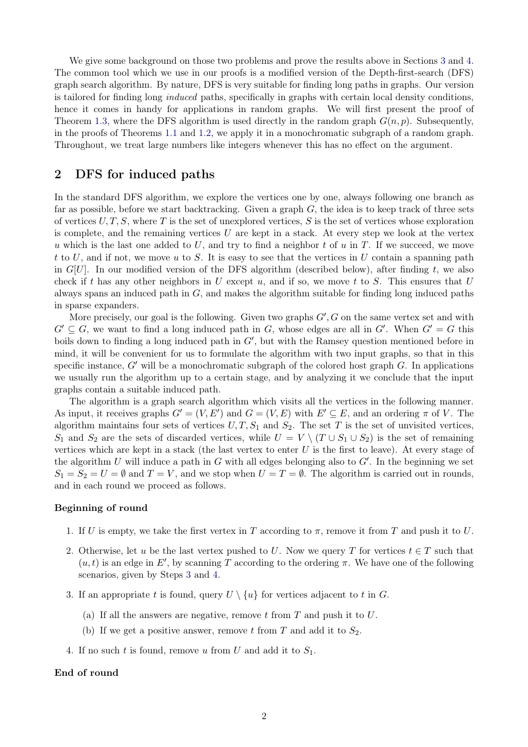We give some background on those two problems and prove the results above in Sections 3 and 4. The common tool which we use in our proofs is a modified version of the Depth-first-search (DFS) graph search algorithm. By nature, DFS is very suitable for finding long paths in graphs. Our version is tailored for finding long *induced* paths, specifically in graphs with certain local density conditions, hence it comes in handy for applications in random graphs. We will first present the proof of Theorem 1.3, where the DFS algorithm is used directly in the random graph $G(n, p)$. Subsequently, in the proofs of Theorems 1.1 and 1.2, we apply it in a monochromatic subgraph of a random graph. Throughout, we treat large numbers like integers whenever this has no effect on the argument.

## 2 DFS for induced paths

In the standard DFS algorithm, we explore the vertices one by one, always following one branch as far as possible, before we start backtracking. Given a graph $G$, the idea is to keep track of three sets of vertices $U, T, S$, where $T$ is the set of unexplored vertices, $S$ is the set of vertices whose exploration is complete, and the remaining vertices $U$ are kept in a stack. At every step we look at the vertex $u$ which is the last one added to $U$, and try to find a neighbor $t$ of $u$ in $T$. If we succeed, we move $t$ to $U$, and if not, we move $u$ to $S$. It is easy to see that the vertices in $U$ contain a spanning path in $G[U]$. In our modified version of the DFS algorithm (described below), after finding $t$, we also check if $t$ has any other neighbors in $U$ except $u$, and if so, we move $t$ to $S$. This ensures that $U$ always spans an induced path in $G$, and makes the algorithm suitable for finding long induced paths in sparse expanders.

More precisely, our goal is the following. Given two graphs $G', G$ on the same vertex set and with $G' \subseteq G$, we want to find a long induced path in $G$, whose edges are all in $G'$. When $G' = G$ this boils down to finding a long induced path in $G'$, but with the Ramsey question mentioned before in mind, it will be convenient for us to formulate the algorithm with two input graphs, so that in this specific instance, $G'$ will be a monochromatic subgraph of the colored host graph $G$. In applications we usually run the algorithm up to a certain stage, and by analyzing it we conclude that the input graphs contain a suitable induced path.

The algorithm is a graph search algorithm which visits all the vertices in the following manner. As input, it receives graphs $G' = (V, E')$ and $G = (V, E)$ with $E' \subseteq E$, and an ordering $\pi$ of $V$. The algorithm maintains four sets of vertices $U, T, S_1$ and $S_2$. The set $T$ is the set of unvisited vertices, $S_1$ and $S_2$ are the sets of discarded vertices, while $U = V \setminus (T \cup S_1 \cup S_2)$ is the set of remaining vertices which are kept in a stack (the last vertex to enter $U$ is the first to leave). At every stage of the algorithm $U$ will induce a path in $G$ with all edges belonging also to $G'$. In the beginning we set $S_1 = S_2 = U = \emptyset$ and $T = V$, and we stop when $U = T = \emptyset$. The algorithm is carried out in rounds, and in each round we proceed as follows.

**Beginning of round**

1. If $U$ is empty, we take the first vertex in $T$ according to $\pi$, remove it from $T$ and push it to $U$.
2. Otherwise, let $u$ be the last vertex pushed to $U$. Now we query $T$ for vertices $t \in T$ such that $(u, t)$ is an edge in $E'$, by scanning $T$ according to the ordering $\pi$. We have one of the following scenarios, given by Steps 3 and 4.
3. If an appropriate $t$ is found, query $U \setminus \{u\}$ for vertices adjacent to $t$ in $G$.
   (a) If all the answers are negative, remove $t$ from $T$ and push it to $U$.
   (b) If we get a positive answer, remove $t$ from $T$ and add it to $S_2$.
4. If no such $t$ is found, remove $u$ from $U$ and add it to $S_1$.

**End of round**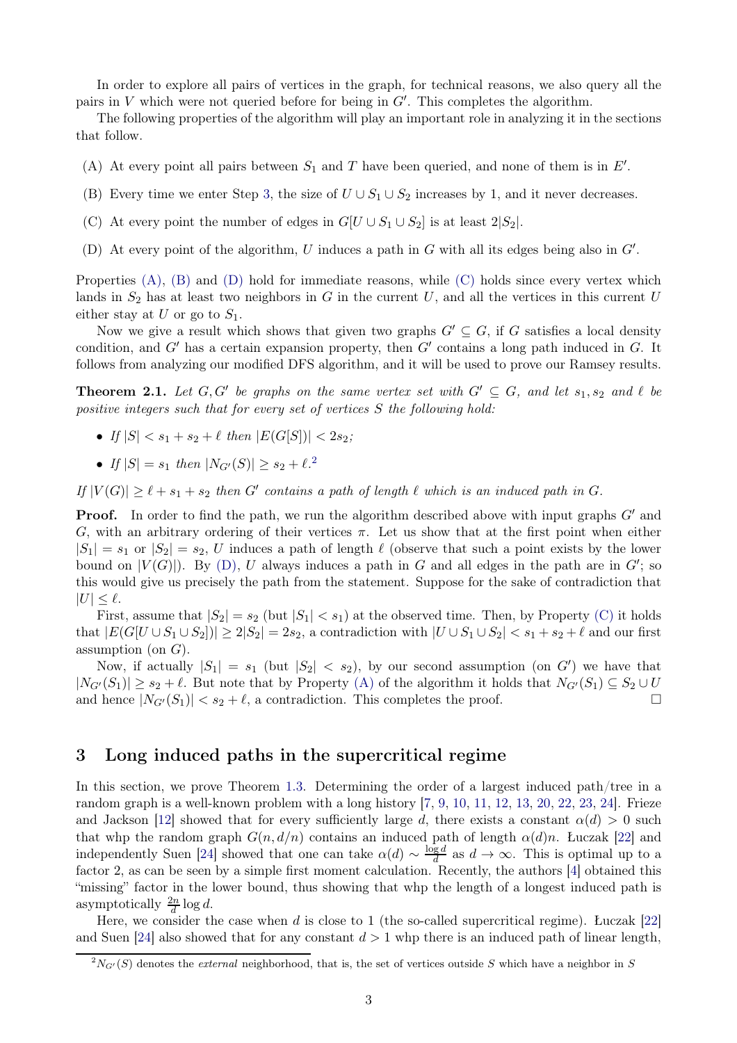In order to explore all pairs of vertices in the graph, for technical reasons, we also query all the pairs in $V$ which were not queried before for being in $G'$. This completes the algorithm.

The following properties of the algorithm will play an important role in analyzing it in the sections that follow.

(A) At every point all pairs between $S_1$ and $T$ have been queried, and none of them is in $E'$.

(B) Every time we enter Step 3, the size of $U \cup S_1 \cup S_2$ increases by 1, and it never decreases.

(C) At every point the number of edges in $G[U \cup S_1 \cup S_2]$ is at least $2|S_2|$.

(D) At every point of the algorithm, $U$ induces a path in $G$ with all its edges being also in $G'$.

Properties (A), (B) and (D) hold for immediate reasons, while (C) holds since every vertex which lands in $S_2$ has at least two neighbors in $G$ in the current $U$, and all the vertices in this current $U$ either stay at $U$ or go to $S_1$.

Now we give a result which shows that given two graphs $G' \subseteq G$, if $G$ satisfies a local density condition, and $G'$ has a certain expansion property, then $G'$ contains a long path induced in $G$. It follows from analyzing our modified DFS algorithm, and it will be used to prove our Ramsey results.

**Theorem 2.1.** *Let $G, G'$ be graphs on the same vertex set with $G' \subseteq G$, and let $s_1, s_2$ and $\ell$ be positive integers such that for every set of vertices $S$ the following hold:*

- *If $|S| < s_1 + s_2 + \ell$ then $|E(G[S])| < 2s_2$;*
- *If $|S| = s_1$ then $|N_{G'}(S)| \geq s_2 + \ell$.*[2]

*If $|V(G)| \geq \ell + s_1 + s_2$ then $G'$ contains a path of length $\ell$ which is an induced path in $G$.*

**Proof.** In order to find the path, we run the algorithm described above with input graphs $G'$ and $G$, with an arbitrary ordering of their vertices $\pi$. Let us show that at the first point when either $|S_1| = s_1$ or $|S_2| = s_2$, $U$ induces a path of length $\ell$ (observe that such a point exists by the lower bound on $|V(G)|$). By (D), $U$ always induces a path in $G$ and all edges in the path are in $G'$; so this would give us precisely the path from the statement. Suppose for the sake of contradiction that $|U| \leq \ell$.

First, assume that $|S_2| = s_2$ (but $|S_1| < s_1$) at the observed time. Then, by Property (C) it holds that $|E(G[U \cup S_1 \cup S_2])| \geq 2|S_2| = 2s_2$, a contradiction with $|U \cup S_1 \cup S_2| < s_1 + s_2 + \ell$ and our first assumption (on $G$).

Now, if actually $|S_1| = s_1$ (but $|S_2| < s_2$), by our second assumption (on $G'$) we have that $|N_{G'}(S_1)| \geq s_2 + \ell$. But note that by Property (A) of the algorithm it holds that $N_{G'}(S_1) \subseteq S_2 \cup U$ and hence $|N_{G'}(S_1)| < s_2 + \ell$, a contradiction. This completes the proof. □

## 3 Long induced paths in the supercritical regime

In this section, we prove Theorem 1.3. Determining the order of a largest induced path/tree in a random graph is a well-known problem with a long history [7, 9, 10, 11, 12, 13, 20, 22, 23, 24]. Frieze and Jackson [12] showed that for every sufficiently large $d$, there exists a constant $\alpha(d) > 0$ such that whp the random graph $G(n, d/n)$ contains an induced path of length $\alpha(d)n$. Łuczak [22] and independently Suen [24] showed that one can take $\alpha(d) \sim \frac{\log d}{d}$ as $d \to \infty$. This is optimal up to a factor 2, as can be seen by a simple first moment calculation. Recently, the authors [4] obtained this "missing" factor in the lower bound, thus showing that whp the length of a longest induced path is asymptotically $\frac{2n}{d} \log d$.

Here, we consider the case when $d$ is close to 1 (the so-called supercritical regime). Łuczak [22] and Suen [24] also showed that for any constant $d > 1$ whp there is an induced path of linear length,

[2] $N_{G'}(S)$ denotes the *external* neighborhood, that is, the set of vertices outside $S$ which have a neighbor in $S$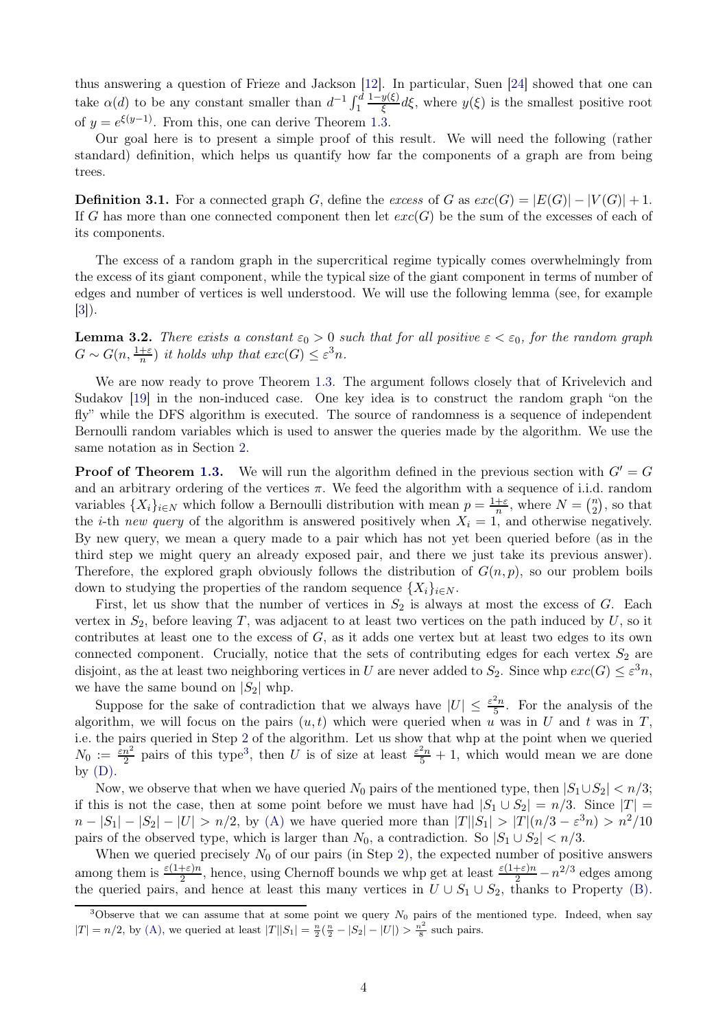thus answering a question of Frieze and Jackson [12]. In particular, Suen [24] showed that one can take $\alpha(d)$ to be any constant smaller than $d^{-1}\int_1^d \frac{1-y(\xi)}{\xi}d\xi$, where $y(\xi)$ is the smallest positive root of $y = e^{\xi(y-1)}$. From this, one can derive Theorem 1.3.

Our goal here is to present a simple proof of this result. We will need the following (rather standard) definition, which helps us quantify how far the components of a graph are from being trees.

**Definition 3.1.** For a connected graph $G$, define the *excess* of $G$ as $exc(G) = |E(G)| - |V(G)| + 1$. If $G$ has more than one connected component then let $exc(G)$ be the sum of the excesses of each of its components.

The excess of a random graph in the supercritical regime typically comes overwhelmingly from the excess of its giant component, while the typical size of the giant component in terms of number of edges and number of vertices is well understood. We will use the following lemma (see, for example [3]).

**Lemma 3.2.** *There exists a constant $\varepsilon_0 > 0$ such that for all positive $\varepsilon < \varepsilon_0$, for the random graph $G \sim G(n, \frac{1+\varepsilon}{n})$ it holds whp that $exc(G) \leq \varepsilon^3 n$.*

We are now ready to prove Theorem 1.3. The argument follows closely that of Krivelevich and Sudakov [19] in the non-induced case. One key idea is to construct the random graph "on the fly" while the DFS algorithm is executed. The source of randomness is a sequence of independent Bernoulli random variables which is used to answer the queries made by the algorithm. We use the same notation as in Section 2.

**Proof of Theorem 1.3.** We will run the algorithm defined in the previous section with $G' = G$ and an arbitrary ordering of the vertices $\pi$. We feed the algorithm with a sequence of i.i.d. random variables $\{X_i\}_{i\in N}$ which follow a Bernoulli distribution with mean $p = \frac{1+\varepsilon}{n}$, where $N = \binom{n}{2}$, so that the $i$-th *new query* of the algorithm is answered positively when $X_i = 1$, and otherwise negatively. By new query, we mean a query made to a pair which has not yet been queried before (as in the third step we might query an already exposed pair, and there we just take its previous answer). Therefore, the explored graph obviously follows the distribution of $G(n,p)$, so our problem boils down to studying the properties of the random sequence $\{X_i\}_{i\in N}$.

First, let us show that the number of vertices in $S_2$ is always at most the excess of $G$. Each vertex in $S_2$, before leaving $T$, was adjacent to at least two vertices on the path induced by $U$, so it contributes at least one to the excess of $G$, as it adds one vertex but at least two edges to its own connected component. Crucially, notice that the sets of contributing edges for each vertex $S_2$ are disjoint, as the at least two neighboring vertices in $U$ are never added to $S_2$. Since whp $exc(G) \leq \varepsilon^3 n$, we have the same bound on $|S_2|$ whp.

Suppose for the sake of contradiction that we always have $|U| \leq \frac{\varepsilon^2 n}{5}$. For the analysis of the algorithm, we will focus on the pairs $(u,t)$ which were queried when $u$ was in $U$ and $t$ was in $T$, i.e. the pairs queried in Step 2 of the algorithm. Let us show that whp at the point when we queried $N_0 := \frac{\varepsilon n^2}{2}$ pairs of this type[3], then $U$ is of size at least $\frac{\varepsilon^2 n}{5} + 1$, which would mean we are done by (D).

Now, we observe that when we have queried $N_0$ pairs of the mentioned type, then $|S_1 \cup S_2| < n/3$; if this is not the case, then at some point before we must have had $|S_1 \cup S_2| = n/3$. Since $|T| = n - |S_1| - |S_2| - |U| > n/2$, by (A) we have queried more than $|T||S_1| > |T|(n/3 - \varepsilon^3 n) > n^2/10$ pairs of the observed type, which is larger than $N_0$, a contradiction. So $|S_1 \cup S_2| < n/3$.

When we queried precisely $N_0$ of our pairs (in Step 2), the expected number of positive answers among them is $\frac{\varepsilon(1+\varepsilon)n}{2}$, hence, using Chernoff bounds we whp get at least $\frac{\varepsilon(1+\varepsilon)n}{2} - n^{2/3}$ edges among the queried pairs, and hence at least this many vertices in $U \cup S_1 \cup S_2$, thanks to Property (B).

[3]Observe that we can assume that at some point we query $N_0$ pairs of the mentioned type. Indeed, when say $|T| = n/2$, by (A), we queried at least $|T||S_1| = \frac{n}{2}(\frac{n}{2} - |S_2| - |U|) > \frac{n^2}{8}$ such pairs.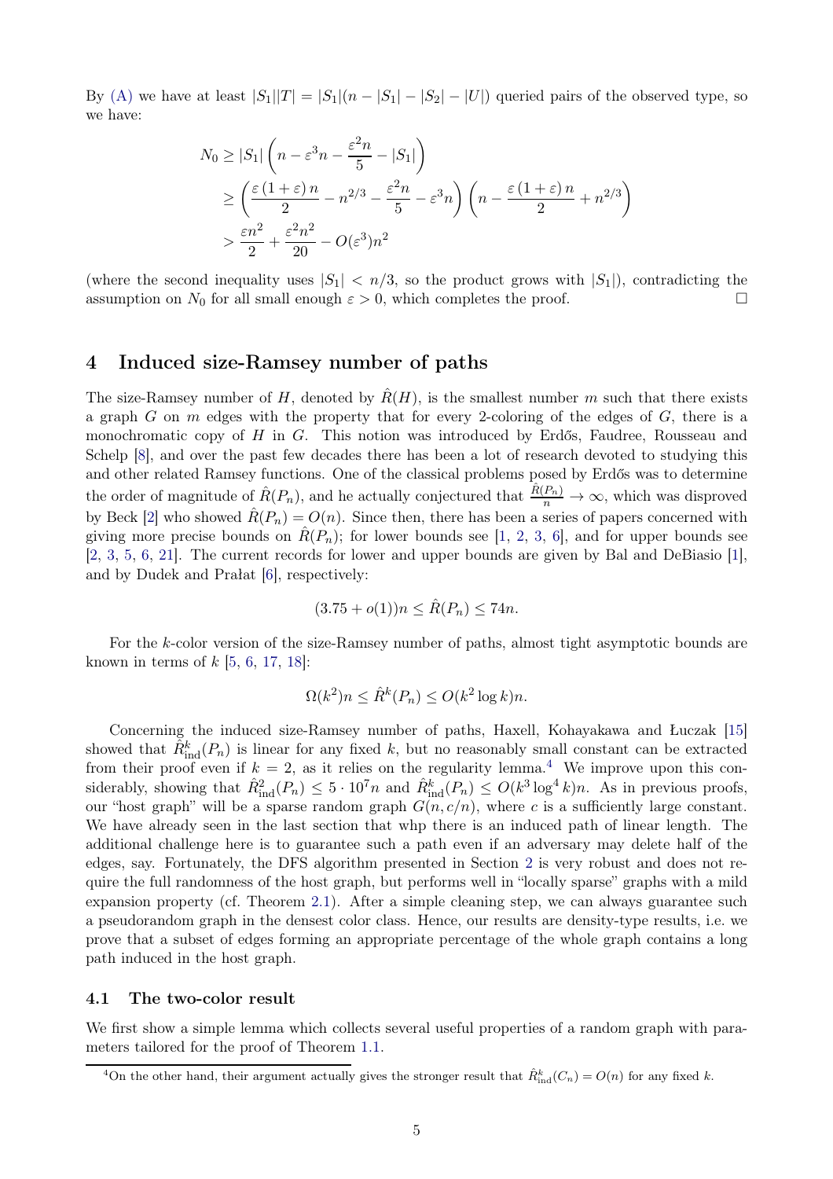By (A) we have at least $|S_1||T| = |S_1|(n - |S_1| - |S_2| - |U|)$ queried pairs of the observed type, so we have:

$$
\begin{aligned}
N_0 &\geq |S_1| \left( n - \varepsilon^3 n - \frac{\varepsilon^2 n}{5} - |S_1| \right) \\
&\geq \left( \frac{\varepsilon(1+\varepsilon)n}{2} - n^{2/3} - \frac{\varepsilon^2 n}{5} - \varepsilon^3 n \right) \left( n - \frac{\varepsilon(1+\varepsilon)n}{2} + n^{2/3} \right) \\
&> \frac{\varepsilon n^2}{2} + \frac{\varepsilon^2 n^2}{20} - O(\varepsilon^3) n^2
\end{aligned}
$$

(where the second inequality uses $|S_1| < n/3$, so the product grows with $|S_1|$), contradicting the assumption on $N_0$ for all small enough $\varepsilon > 0$, which completes the proof. □

# 4 Induced size-Ramsey number of paths

The size-Ramsey number of $H$, denoted by $\hat{R}(H)$, is the smallest number $m$ such that there exists a graph $G$ on $m$ edges with the property that for every 2-coloring of the edges of $G$, there is a monochromatic copy of $H$ in $G$. This notion was introduced by Erdős, Faudree, Rousseau and Schelp [8], and over the past few decades there has been a lot of research devoted to studying this and other related Ramsey functions. One of the classical problems posed by Erdős was to determine the order of magnitude of $\hat{R}(P_n)$, and he actually conjectured that $\frac{\hat{R}(P_n)}{n} \to \infty$, which was disproved by Beck [2] who showed $\hat{R}(P_n) = O(n)$. Since then, there has been a series of papers concerned with giving more precise bounds on $\hat{R}(P_n)$; for lower bounds see [1, 2, 3, 6], and for upper bounds see [2, 3, 5, 6, 21]. The current records for lower and upper bounds are given by Bal and DeBiasio [1], and by Dudek and Prałat [6], respectively:

$$(3.75 + o(1))n \leq \hat{R}(P_n) \leq 74n.$$

For the $k$-color version of the size-Ramsey number of paths, almost tight asymptotic bounds are known in terms of $k$ [5, 6, 17, 18]:

$$\Omega(k^2)n \leq \hat{R}^k(P_n) \leq O(k^2 \log k)n.$$

Concerning the induced size-Ramsey number of paths, Haxell, Kohayakawa and Łuczak [15] showed that $\hat{R}^k_{\text{ind}}(P_n)$ is linear for any fixed $k$, but no reasonably small constant can be extracted from their proof even if $k = 2$, as it relies on the regularity lemma.[4] We improve upon this considerably, showing that $\hat{R}^2_{\text{ind}}(P_n) \leq 5 \cdot 10^7 n$ and $\hat{R}^k_{\text{ind}}(P_n) \leq O(k^3 \log^4 k)n$. As in previous proofs, our "host graph" will be a sparse random graph $G(n, c/n)$, where $c$ is a sufficiently large constant. We have already seen in the last section that whp there is an induced path of linear length. The additional challenge here is to guarantee such a path even if an adversary may delete half of the edges, say. Fortunately, the DFS algorithm presented in Section 2 is very robust and does not require the full randomness of the host graph, but performs well in "locally sparse" graphs with a mild expansion property (cf. Theorem 2.1). After a simple cleaning step, we can always guarantee such a pseudorandom graph in the densest color class. Hence, our results are density-type results, i.e. we prove that a subset of edges forming an appropriate percentage of the whole graph contains a long path induced in the host graph.

## 4.1 The two-color result

We first show a simple lemma which collects several useful properties of a random graph with parameters tailored for the proof of Theorem 1.1.

[4] On the other hand, their argument actually gives the stronger result that $\hat{R}^k_{\text{ind}}(C_n) = O(n)$ for any fixed $k$.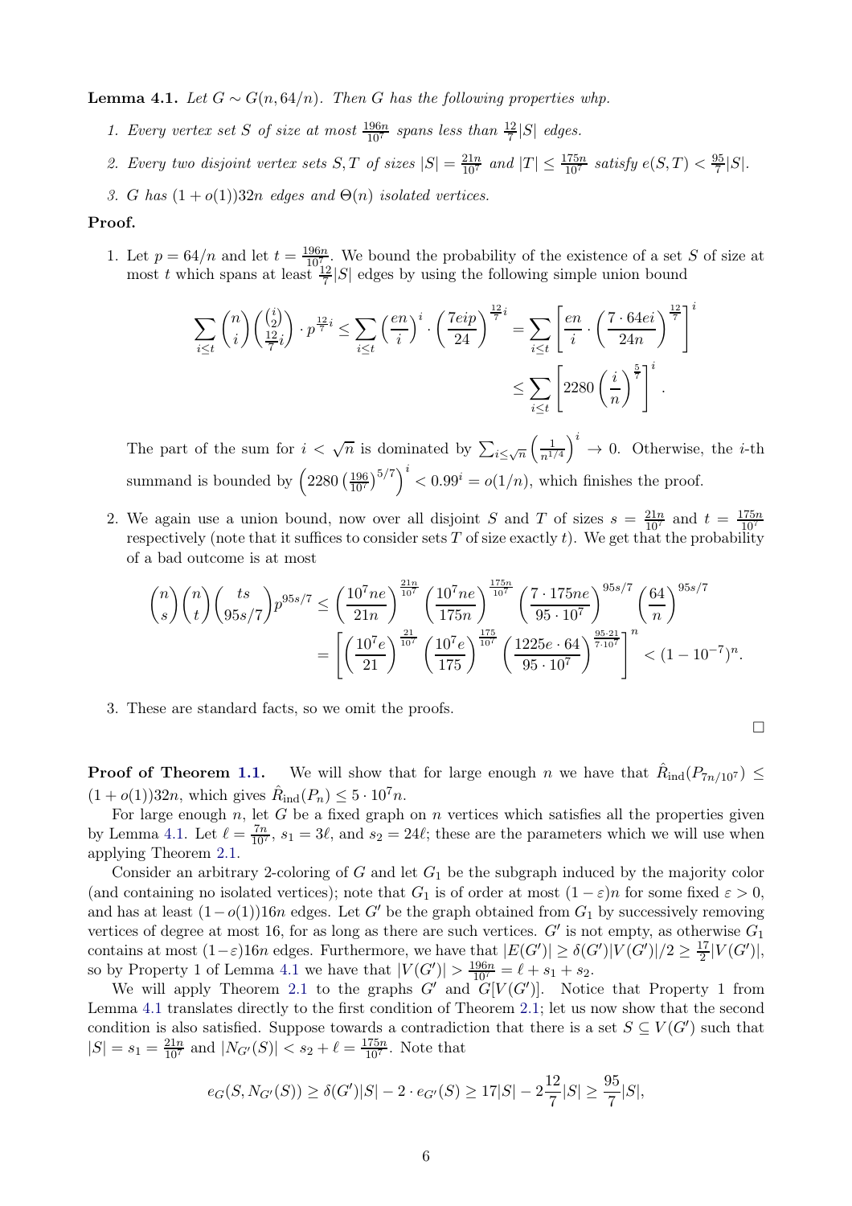**Lemma 4.1.** *Let $G \sim G(n, 64/n)$. Then $G$ has the following properties whp.*

1. *Every vertex set $S$ of size at most $\frac{196n}{10^7}$ spans less than $\frac{12}{7}|S|$ edges.*
2. *Every two disjoint vertex sets $S, T$ of sizes $|S| = \frac{21n}{10^7}$ and $|T| \leq \frac{175n}{10^7}$ satisfy $e(S,T) < \frac{95}{7}|S|$.*
3. *$G$ has $(1+o(1))32n$ edges and $\Theta(n)$ isolated vertices.*

**Proof.**

1. Let $p = 64/n$ and let $t = \frac{196n}{10^7}$. We bound the probability of the existence of a set $S$ of size at most $t$ which spans at least $\frac{12}{7}|S|$ edges by using the following simple union bound

$$\sum_{i \leq t} \binom{n}{i} \binom{\binom{i}{2}}{\frac{12}{7}i} \cdot p^{\frac{12}{7}i} \leq \sum_{i \leq t} \left(\frac{en}{i}\right)^i \cdot \left(\frac{7eip}{24}\right)^{\frac{12}{7}i} = \sum_{i \leq t} \left[\frac{en}{i} \cdot \left(\frac{7 \cdot 64ei}{24n}\right)^{\frac{12}{7}}\right]^i$$
$$\leq \sum_{i \leq t} \left[2280 \left(\frac{i}{n}\right)^{\frac{5}{7}}\right]^i.$$

The part of the sum for $i < \sqrt{n}$ is dominated by $\sum_{i \leq \sqrt{n}} \left(\frac{1}{n^{1/4}}\right)^i \to 0$. Otherwise, the $i$-th summand is bounded by $\left(2280 \left(\frac{196}{10^7}\right)^{5/7}\right)^i < 0.99^i = o(1/n)$, which finishes the proof.

2. We again use a union bound, now over all disjoint $S$ and $T$ of sizes $s = \frac{21n}{10^7}$ and $t = \frac{175n}{10^7}$ respectively (note that it suffices to consider sets $T$ of size exactly $t$). We get that the probability of a bad outcome is at most

$$\binom{n}{s}\binom{n}{t}\binom{ts}{95s/7}p^{95s/7} \leq \left(\frac{10^7ne}{21n}\right)^{\frac{21n}{10^7}} \left(\frac{10^7ne}{175n}\right)^{\frac{175n}{10^7}} \left(\frac{7 \cdot 175ne}{95 \cdot 10^7}\right)^{95s/7} \left(\frac{64}{n}\right)^{95s/7}$$
$$= \left[\left(\frac{10^7e}{21}\right)^{\frac{21}{10^7}} \left(\frac{10^7e}{175}\right)^{\frac{175}{10^7}} \left(\frac{1225e \cdot 64}{95 \cdot 10^7}\right)^{\frac{95 \cdot 21}{7 \cdot 10^7}}\right]^n < (1 - 10^{-7})^n.$$

3. These are standard facts, so we omit the proofs.

$\square$

**Proof of Theorem 1.1.** We will show that for large enough $n$ we have that $\hat{R}_{\text{ind}}(P_{7n/10^7}) \leq (1+o(1))32n$, which gives $\hat{R}_{\text{ind}}(P_n) \leq 5 \cdot 10^7 n$.

For large enough $n$, let $G$ be a fixed graph on $n$ vertices which satisfies all the properties given by Lemma 4.1. Let $\ell = \frac{7n}{10^7}$, $s_1 = 3\ell$, and $s_2 = 24\ell$; these are the parameters which we will use when applying Theorem 2.1.

Consider an arbitrary 2-coloring of $G$ and let $G_1$ be the subgraph induced by the majority color (and containing no isolated vertices); note that $G_1$ is of order at most $(1-\varepsilon)n$ for some fixed $\varepsilon > 0$, and has at least $(1-o(1))16n$ edges. Let $G'$ be the graph obtained from $G_1$ by successively removing vertices of degree at most 16, for as long as there are such vertices. $G'$ is not empty, as otherwise $G_1$ contains at most $(1-\varepsilon)16n$ edges. Furthermore, we have that $|E(G')| \geq \delta(G')|V(G')|/2 \geq \frac{17}{2}|V(G')|$, so by Property 1 of Lemma 4.1 we have that $|V(G')| > \frac{196n}{10^7} = \ell + s_1 + s_2$.

We will apply Theorem 2.1 to the graphs $G'$ and $G[V(G')]$. Notice that Property 1 from Lemma 4.1 translates directly to the first condition of Theorem 2.1; let us now show that the second condition is also satisfied. Suppose towards a contradiction that there is a set $S \subseteq V(G')$ such that $|S| = s_1 = \frac{21n}{10^7}$ and $|N_{G'}(S)| < s_2 + \ell = \frac{175n}{10^7}$. Note that

$$e_G(S, N_{G'}(S)) \geq \delta(G')|S| - 2 \cdot e_{G'}(S) \geq 17|S| - 2\frac{12}{7}|S| \geq \frac{95}{7}|S|,$$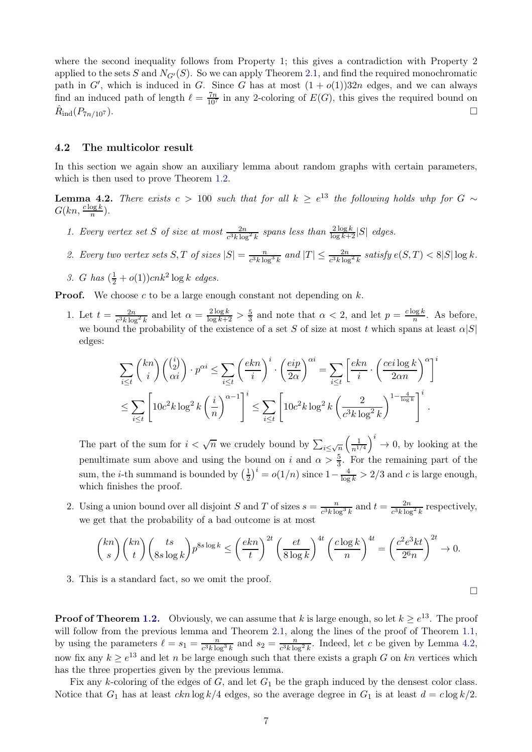where the second inequality follows from Property 1; this gives a contradiction with Property 2 applied to the sets $S$ and $N_{G'}(S)$. So we can apply Theorem 2.1, and find the required monochromatic path in $G'$, which is induced in $G$. Since $G$ has at most $(1+o(1))32n$ edges, and we can always find an induced path of length $\ell = \frac{7n}{10^7}$ in any 2-coloring of $E(G)$, this gives the required bound on $\hat{R}_{\text{ind}}(P_{7n/10^7})$. □

## 4.2 The multicolor result

In this section we again show an auxiliary lemma about random graphs with certain parameters, which is then used to prove Theorem 1.2.

**Lemma 4.2.** *There exists $c > 100$ such that for all $k \geq e^{13}$ the following holds whp for $G \sim G(kn, \frac{c\log k}{n})$.*

1. *Every vertex set $S$ of size at most $\frac{2n}{c^3 k \log^2 k}$ spans less than $\frac{2\log k}{\log k + 2}|S|$ edges.*
2. *Every two vertex sets $S, T$ of sizes $|S| = \frac{n}{c^3 k \log^3 k}$ and $|T| \leq \frac{2n}{c^3 k \log^2 k}$ satisfy $e(S,T) < 8|S|\log k$.*
3. *$G$ has $(\frac{1}{2} + o(1))cnk^2 \log k$ edges.*

**Proof.** We choose $c$ to be a large enough constant not depending on $k$.

1. Let $t = \frac{2n}{c^3 k \log^2 k}$ and let $\alpha = \frac{2\log k}{\log k + 2} > \frac{5}{3}$ and note that $\alpha < 2$, and let $p = \frac{c\log k}{n}$. As before, we bound the probability of the existence of a set $S$ of size at most $t$ which spans at least $\alpha|S|$ edges:

$$\sum_{i \leq t} \binom{kn}{i}\binom{\binom{i}{2}}{\alpha i} \cdot p^{\alpha i} \leq \sum_{i \leq t} \left(\frac{ekn}{i}\right)^i \cdot \left(\frac{eip}{2\alpha}\right)^{\alpha i} = \sum_{i \leq t} \left[\frac{ekn}{i} \cdot \left(\frac{cei\log k}{2\alpha n}\right)^{\alpha}\right]^i$$
$$\leq \sum_{i \leq t} \left[10c^2 k \log^2 k \left(\frac{i}{n}\right)^{\alpha - 1}\right]^i \leq \sum_{i \leq t} \left[10c^2 k \log^2 k \left(\frac{2}{c^3 k \log^2 k}\right)^{1 - \frac{4}{\log k}}\right]^i.$$

   The part of the sum for $i < \sqrt{n}$ we crudely bound by $\sum_{i \leq \sqrt{n}} \left(\frac{1}{n^{1/4}}\right)^i \to 0$, by looking at the penultimate sum above and using the bound on $i$ and $\alpha > \frac{5}{3}$. For the remaining part of the sum, the $i$-th summand is bounded by $\left(\frac{1}{2}\right)^i = o(1/n)$ since $1 - \frac{4}{\log k} > 2/3$ and $c$ is large enough, which finishes the proof.

2. Using a union bound over all disjoint $S$ and $T$ of sizes $s = \frac{n}{c^3 k \log^3 k}$ and $t = \frac{2n}{c^3 k \log^2 k}$ respectively, we get that the probability of a bad outcome is at most

$$\binom{kn}{s}\binom{kn}{t}\binom{ts}{8s\log k} p^{8s\log k} \leq \left(\frac{ekn}{t}\right)^{2t} \left(\frac{et}{8\log k}\right)^{4t} \left(\frac{c\log k}{n}\right)^{4t} = \left(\frac{c^2 e^3 kt}{2^6 n}\right)^{2t} \to 0.$$

3. This is a standard fact, so we omit the proof.

□

**Proof of Theorem 1.2.** Obviously, we can assume that $k$ is large enough, so let $k \geq e^{13}$. The proof will follow from the previous lemma and Theorem 2.1, along the lines of the proof of Theorem 1.1, by using the parameters $\ell = s_1 = \frac{n}{c^3 k \log^3 k}$ and $s_2 = \frac{n}{c^3 k \log^2 k}$. Indeed, let $c$ be given by Lemma 4.2, now fix any $k \geq e^{13}$ and let $n$ be large enough such that there exists a graph $G$ on $kn$ vertices which has the three properties given by the previous lemma.

Fix any $k$-coloring of the edges of $G$, and let $G_1$ be the graph induced by the densest color class. Notice that $G_1$ has at least $ckn\log k/4$ edges, so the average degree in $G_1$ is at least $d = c\log k/2$.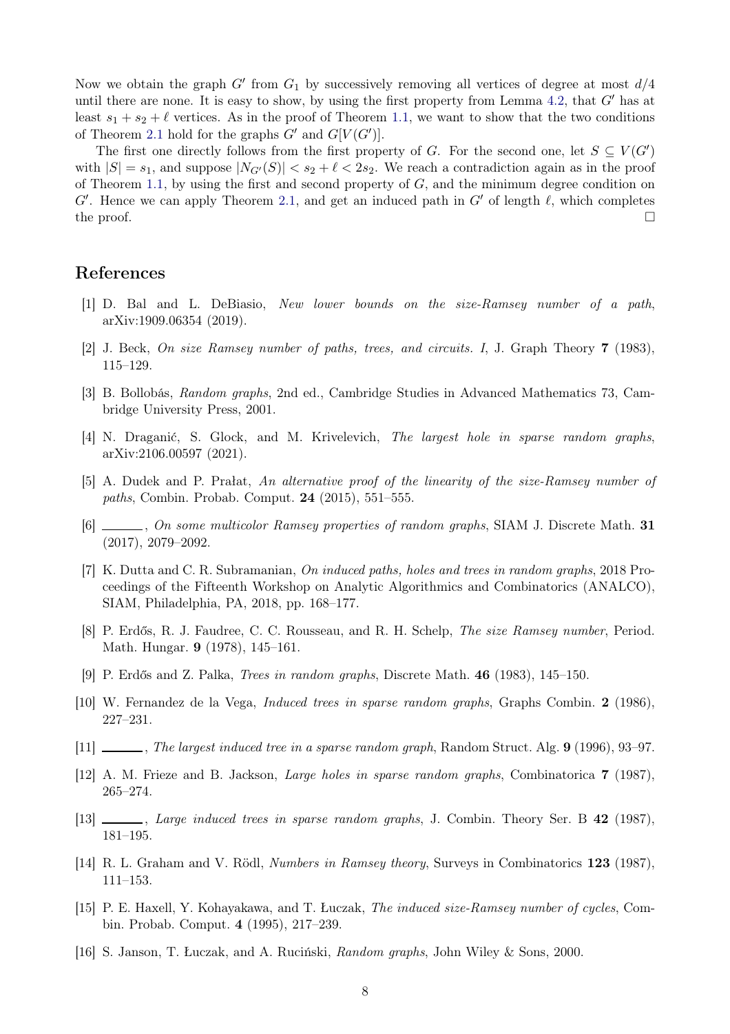Now we obtain the graph $G'$ from $G_1$ by successively removing all vertices of degree at most $d/4$ until there are none. It is easy to show, by using the first property from Lemma 4.2, that $G'$ has at least $s_1 + s_2 + \ell$ vertices. As in the proof of Theorem 1.1, we want to show that the two conditions of Theorem 2.1 hold for the graphs $G'$ and $G[V(G')]$.

The first one directly follows from the first property of $G$. For the second one, let $S \subseteq V(G')$ with $|S| = s_1$, and suppose $|N_{G'}(S)| < s_2 + \ell < 2s_2$. We reach a contradiction again as in the proof of Theorem 1.1, by using the first and second property of $G$, and the minimum degree condition on $G'$. Hence we can apply Theorem 2.1, and get an induced path in $G'$ of length $\ell$, which completes the proof. □

## References

[1] D. Bal and L. DeBiasio, *New lower bounds on the size-Ramsey number of a path*, arXiv:1909.06354 (2019).

[2] J. Beck, *On size Ramsey number of paths, trees, and circuits. I*, J. Graph Theory **7** (1983), 115–129.

[3] B. Bollobás, *Random graphs*, 2nd ed., Cambridge Studies in Advanced Mathematics 73, Cambridge University Press, 2001.

[4] N. Draganić, S. Glock, and M. Krivelevich, *The largest hole in sparse random graphs*, arXiv:2106.00597 (2021).

[5] A. Dudek and P. Prałat, *An alternative proof of the linearity of the size-Ramsey number of paths*, Combin. Probab. Comput. **24** (2015), 551–555.

[6] ______, *On some multicolor Ramsey properties of random graphs*, SIAM J. Discrete Math. **31** (2017), 2079–2092.

[7] K. Dutta and C. R. Subramanian, *On induced paths, holes and trees in random graphs*, 2018 Proceedings of the Fifteenth Workshop on Analytic Algorithmics and Combinatorics (ANALCO), SIAM, Philadelphia, PA, 2018, pp. 168–177.

[8] P. Erdős, R. J. Faudree, C. C. Rousseau, and R. H. Schelp, *The size Ramsey number*, Period. Math. Hungar. **9** (1978), 145–161.

[9] P. Erdős and Z. Palka, *Trees in random graphs*, Discrete Math. **46** (1983), 145–150.

[10] W. Fernandez de la Vega, *Induced trees in sparse random graphs*, Graphs Combin. **2** (1986), 227–231.

[11] ______, *The largest induced tree in a sparse random graph*, Random Struct. Alg. **9** (1996), 93–97.

[12] A. M. Frieze and B. Jackson, *Large holes in sparse random graphs*, Combinatorica **7** (1987), 265–274.

[13] ______, *Large induced trees in sparse random graphs*, J. Combin. Theory Ser. B **42** (1987), 181–195.

[14] R. L. Graham and V. Rödl, *Numbers in Ramsey theory*, Surveys in Combinatorics **123** (1987), 111–153.

[15] P. E. Haxell, Y. Kohayakawa, and T. Łuczak, *The induced size-Ramsey number of cycles*, Combin. Probab. Comput. **4** (1995), 217–239.

[16] S. Janson, T. Łuczak, and A. Ruciński, *Random graphs*, John Wiley & Sons, 2000.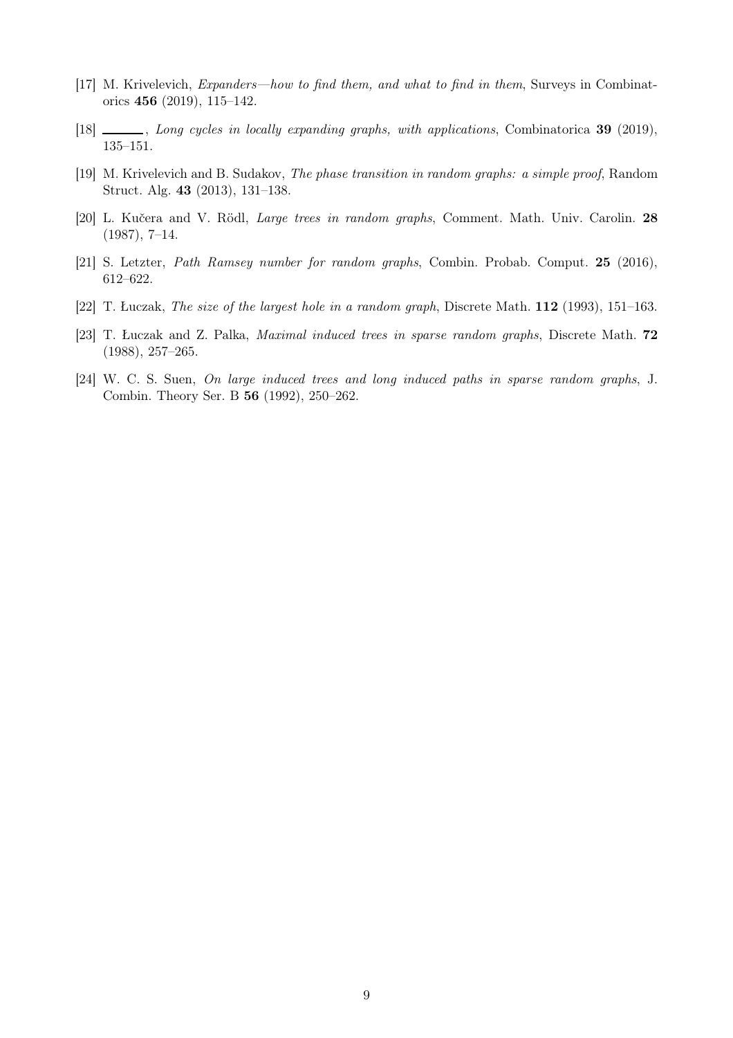[17] M. Krivelevich, *Expanders—how to find them, and what to find in them*, Surveys in Combinatorics **456** (2019), 115–142.

[18] ______, *Long cycles in locally expanding graphs, with applications*, Combinatorica **39** (2019), 135–151.

[19] M. Krivelevich and B. Sudakov, *The phase transition in random graphs: a simple proof*, Random Struct. Alg. **43** (2013), 131–138.

[20] L. Kučera and V. Rödl, *Large trees in random graphs*, Comment. Math. Univ. Carolin. **28** (1987), 7–14.

[21] S. Letzter, *Path Ramsey number for random graphs*, Combin. Probab. Comput. **25** (2016), 612–622.

[22] T. Łuczak, *The size of the largest hole in a random graph*, Discrete Math. **112** (1993), 151–163.

[23] T. Łuczak and Z. Palka, *Maximal induced trees in sparse random graphs*, Discrete Math. **72** (1988), 257–265.

[24] W. C. S. Suen, *On large induced trees and long induced paths in sparse random graphs*, J. Combin. Theory Ser. B **56** (1992), 250–262.